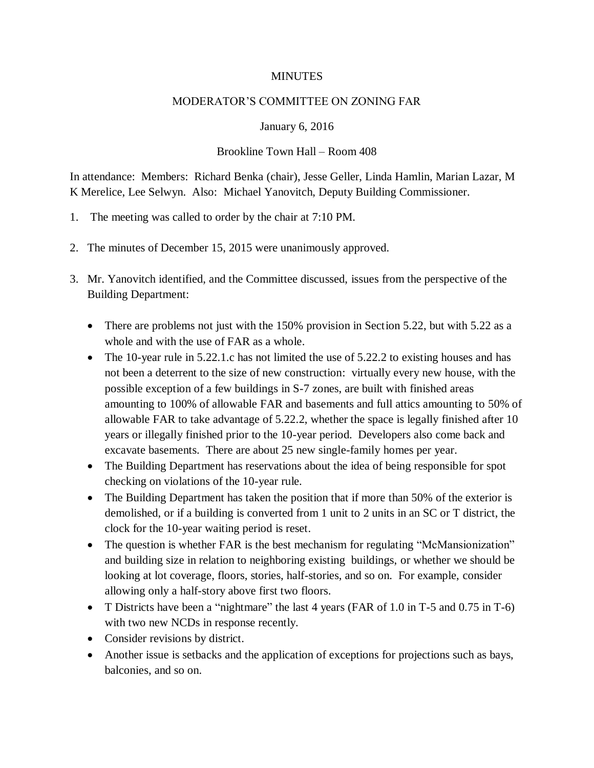MINUTES

MODERATOR'S COMMITTEE ON ZONING FAR

January 6, 2016

Brookline Town Hall – Room 408

In attendance: Members: Richard Benka (chair), Jesse Geller, Linda Hamlin, Marian Lazar, M K Merelice, Lee Selwyn. Also: Michael Yanovitch, Deputy Building Commissioner.

1. The meeting was called to order by the chair at 7:10 PM.

2. The minutes of December 15, 2015 were unanimously approved.

3. Mr. Yanovitch identified, and the Committee discussed, issues from the perspective of the Building Department:

   - There are problems not just with the 150% provision in Section 5.22, but with 5.22 as a whole and with the use of FAR as a whole.
   - The 10-year rule in 5.22.1.c has not limited the use of 5.22.2 to existing houses and has not been a deterrent to the size of new construction: virtually every new house, with the possible exception of a few buildings in S-7 zones, are built with finished areas amounting to 100% of allowable FAR and basements and full attics amounting to 50% of allowable FAR to take advantage of 5.22.2, whether the space is legally finished after 10 years or illegally finished prior to the 10-year period. Developers also come back and excavate basements. There are about 25 new single-family homes per year.
   - The Building Department has reservations about the idea of being responsible for spot checking on violations of the 10-year rule.
   - The Building Department has taken the position that if more than 50% of the exterior is demolished, or if a building is converted from 1 unit to 2 units in an SC or T district, the clock for the 10-year waiting period is reset.
   - The question is whether FAR is the best mechanism for regulating "McMansionization" and building size in relation to neighboring existing buildings, or whether we should be looking at lot coverage, floors, stories, half-stories, and so on. For example, consider allowing only a half-story above first two floors.
   - T Districts have been a "nightmare" the last 4 years (FAR of 1.0 in T-5 and 0.75 in T-6) with two new NCDs in response recently.
   - Consider revisions by district.
   - Another issue is setbacks and the application of exceptions for projections such as bays, balconies, and so on.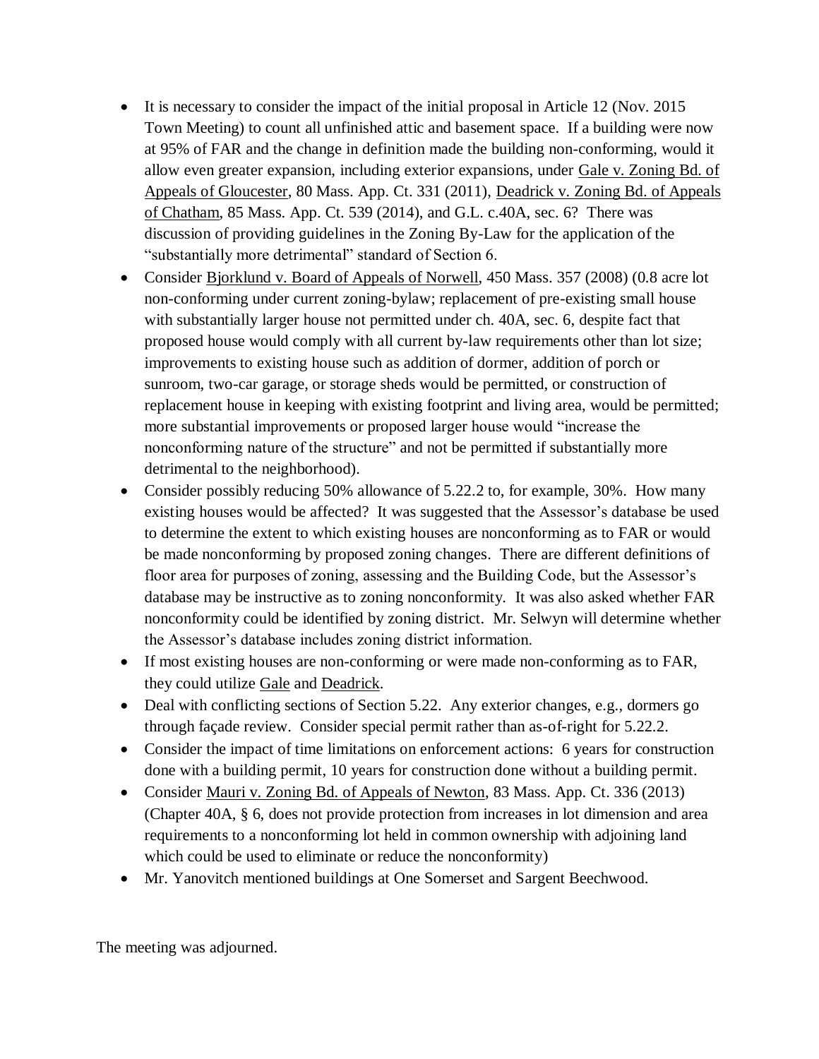- It is necessary to consider the impact of the initial proposal in Article 12 (Nov. 2015 Town Meeting) to count all unfinished attic and basement space. If a building were now at 95% of FAR and the change in definition made the building non-conforming, would it allow even greater expansion, including exterior expansions, under Gale v. Zoning Bd. of Appeals of Gloucester, 80 Mass. App. Ct. 331 (2011), Deadrick v. Zoning Bd. of Appeals of Chatham, 85 Mass. App. Ct. 539 (2014), and G.L. c.40A, sec. 6? There was discussion of providing guidelines in the Zoning By-Law for the application of the "substantially more detrimental" standard of Section 6.
- Consider Bjorklund v. Board of Appeals of Norwell, 450 Mass. 357 (2008) (0.8 acre lot non-conforming under current zoning-bylaw; replacement of pre-existing small house with substantially larger house not permitted under ch. 40A, sec. 6, despite fact that proposed house would comply with all current by-law requirements other than lot size; improvements to existing house such as addition of dormer, addition of porch or sunroom, two-car garage, or storage sheds would be permitted, or construction of replacement house in keeping with existing footprint and living area, would be permitted; more substantial improvements or proposed larger house would "increase the nonconforming nature of the structure" and not be permitted if substantially more detrimental to the neighborhood).
- Consider possibly reducing 50% allowance of 5.22.2 to, for example, 30%. How many existing houses would be affected? It was suggested that the Assessor's database be used to determine the extent to which existing houses are nonconforming as to FAR or would be made nonconforming by proposed zoning changes. There are different definitions of floor area for purposes of zoning, assessing and the Building Code, but the Assessor's database may be instructive as to zoning nonconformity. It was also asked whether FAR nonconformity could be identified by zoning district. Mr. Selwyn will determine whether the Assessor's database includes zoning district information.
- If most existing houses are non-conforming or were made non-conforming as to FAR, they could utilize Gale and Deadrick.
- Deal with conflicting sections of Section 5.22. Any exterior changes, e.g., dormers go through façade review. Consider special permit rather than as-of-right for 5.22.2.
- Consider the impact of time limitations on enforcement actions: 6 years for construction done with a building permit, 10 years for construction done without a building permit.
- Consider Mauri v. Zoning Bd. of Appeals of Newton, 83 Mass. App. Ct. 336 (2013) (Chapter 40A, § 6, does not provide protection from increases in lot dimension and area requirements to a nonconforming lot held in common ownership with adjoining land which could be used to eliminate or reduce the nonconformity)
- Mr. Yanovitch mentioned buildings at One Somerset and Sargent Beechwood.

The meeting was adjourned.